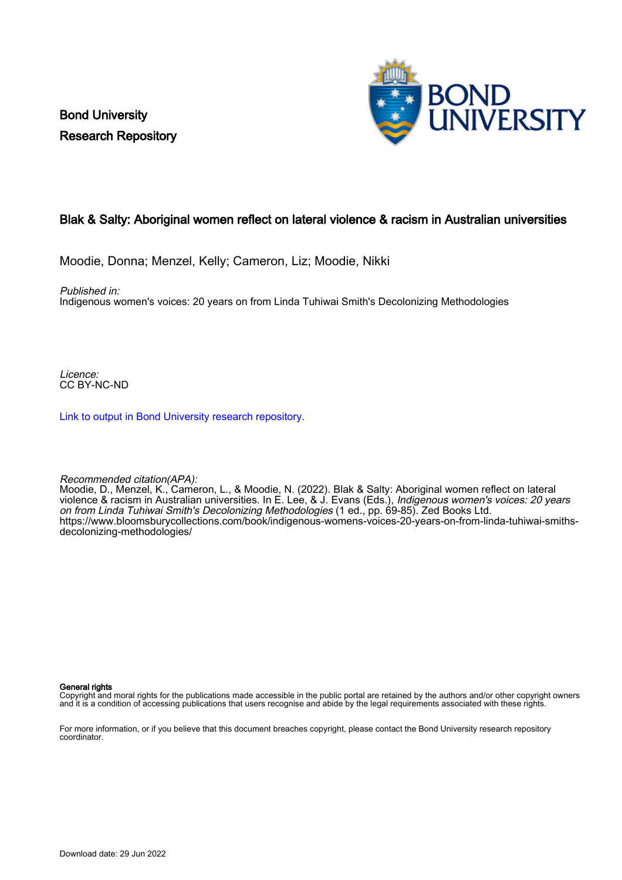Bond University
Research Repository

# Blak & Salty: Aboriginal women reflect on lateral violence & racism in Australian universities

Moodie, Donna; Menzel, Kelly; Cameron, Liz; Moodie, Nikki

*Published in:*
Indigenous women's voices: 20 years on from Linda Tuhiwai Smith's Decolonizing Methodologies

*Licence:*
CC BY-NC-ND

[Link to output in Bond University research repository.](https://research.bond.edu.au/)

*Recommended citation(APA):*
Moodie, D., Menzel, K., Cameron, L., & Moodie, N. (2022). Blak & Salty: Aboriginal women reflect on lateral violence & racism in Australian universities. In E. Lee, & J. Evans (Eds.), *Indigenous women's voices: 20 years on from Linda Tuhiwai Smith's Decolonizing Methodologies* (1 ed., pp. 69-85). Zed Books Ltd. https://www.bloomsburycollections.com/book/indigenous-womens-voices-20-years-on-from-linda-tuhiwai-smiths-decolonizing-methodologies/

**General rights**
Copyright and moral rights for the publications made accessible in the public portal are retained by the authors and/or other copyright owners and it is a condition of accessing publications that users recognise and abide by the legal requirements associated with these rights.

For more information, or if you believe that this document breaches copyright, please contact the Bond University research repository coordinator.

Download date: 29 Jun 2022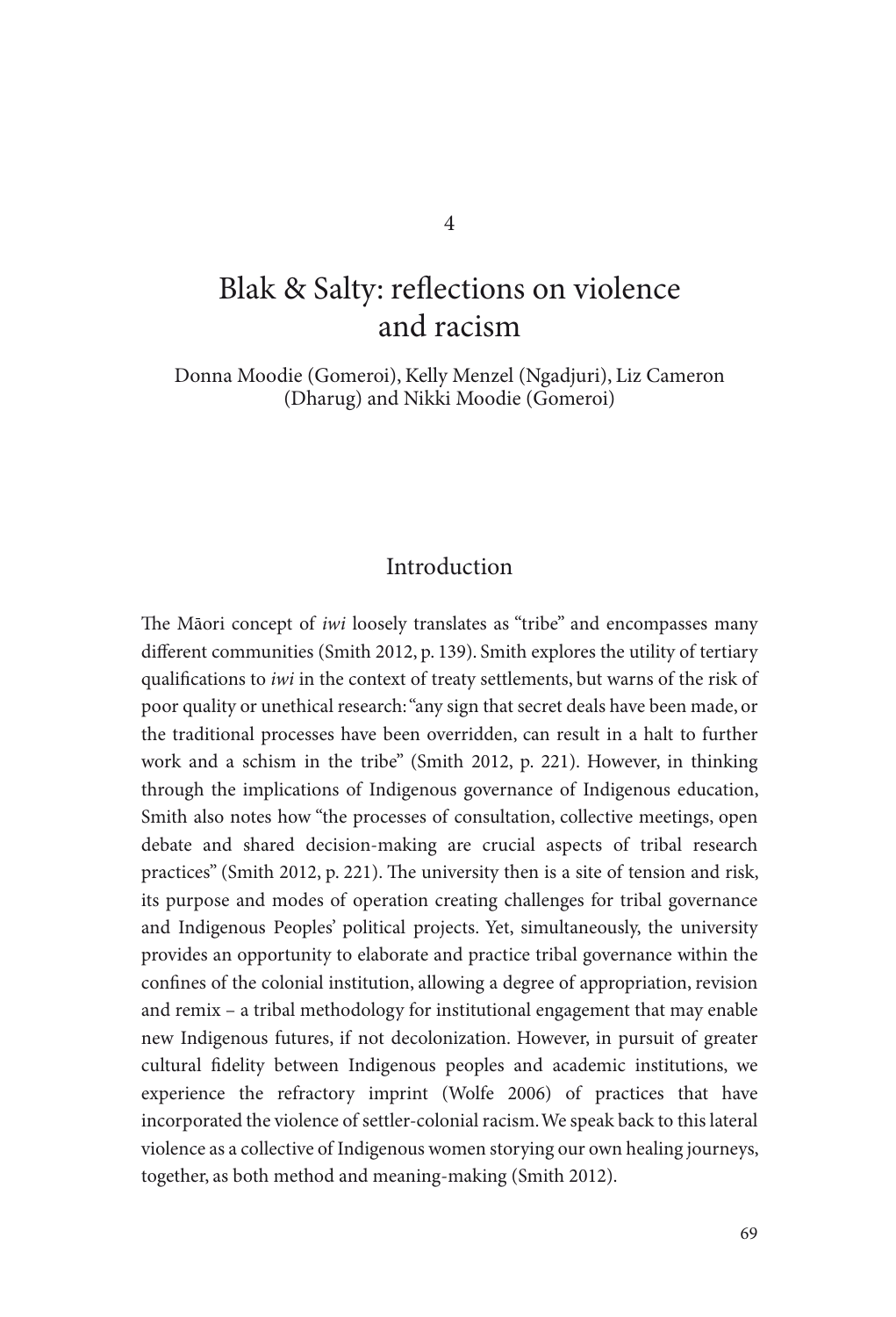4

# Blak & Salty: reflections on violence and racism

Donna Moodie (Gomeroi), Kelly Menzel (Ngadjuri), Liz Cameron (Dharug) and Nikki Moodie (Gomeroi)

## Introduction

The Māori concept of *iwi* loosely translates as "tribe" and encompasses many different communities (Smith 2012, p. 139). Smith explores the utility of tertiary qualifications to *iwi* in the context of treaty settlements, but warns of the risk of poor quality or unethical research: "any sign that secret deals have been made, or the traditional processes have been overridden, can result in a halt to further work and a schism in the tribe" (Smith 2012, p. 221). However, in thinking through the implications of Indigenous governance of Indigenous education, Smith also notes how "the processes of consultation, collective meetings, open debate and shared decision-making are crucial aspects of tribal research practices" (Smith 2012, p. 221). The university then is a site of tension and risk, its purpose and modes of operation creating challenges for tribal governance and Indigenous Peoples' political projects. Yet, simultaneously, the university provides an opportunity to elaborate and practice tribal governance within the confines of the colonial institution, allowing a degree of appropriation, revision and remix – a tribal methodology for institutional engagement that may enable new Indigenous futures, if not decolonization. However, in pursuit of greater cultural fidelity between Indigenous peoples and academic institutions, we experience the refractory imprint (Wolfe 2006) of practices that have incorporated the violence of settler-colonial racism. We speak back to this lateral violence as a collective of Indigenous women storying our own healing journeys, together, as both method and meaning-making (Smith 2012).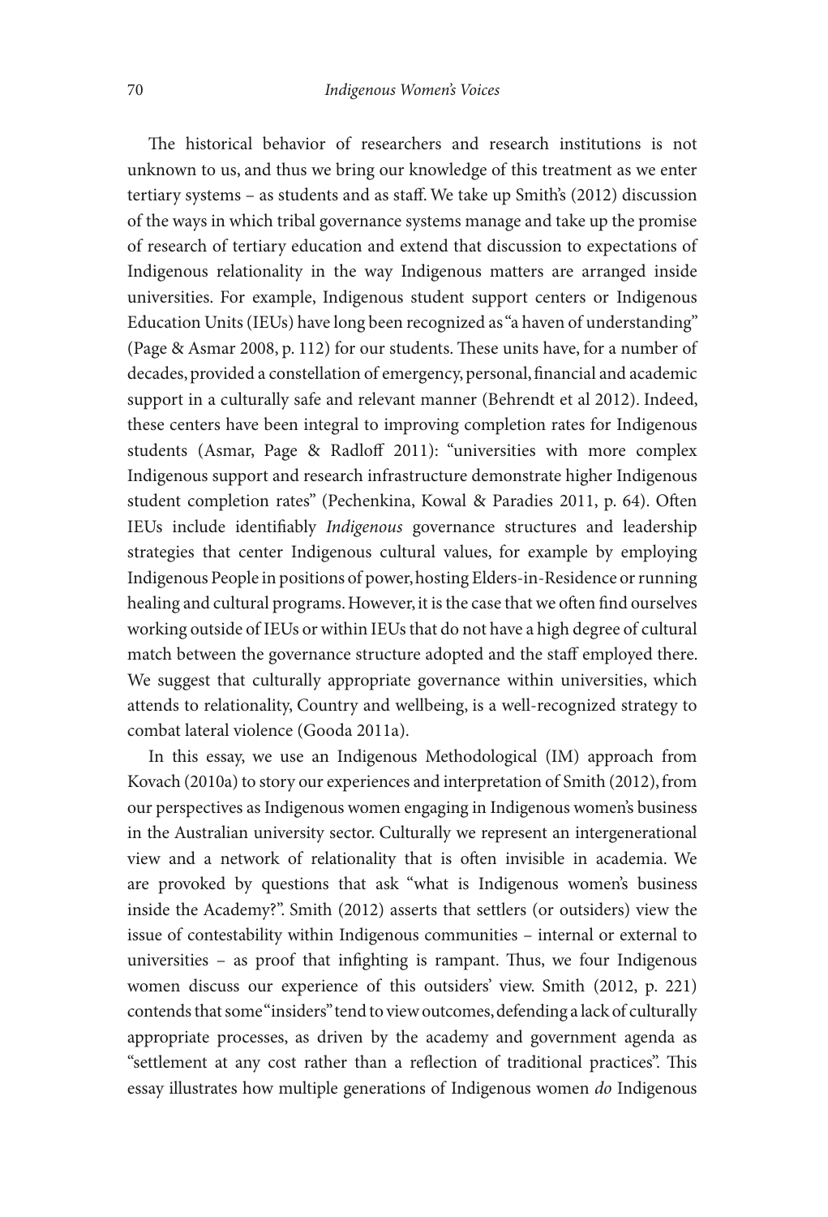The historical behavior of researchers and research institutions is not unknown to us, and thus we bring our knowledge of this treatment as we enter tertiary systems – as students and as staff. We take up Smith's (2012) discussion of the ways in which tribal governance systems manage and take up the promise of research of tertiary education and extend that discussion to expectations of Indigenous relationality in the way Indigenous matters are arranged inside universities. For example, Indigenous student support centers or Indigenous Education Units (IEUs) have long been recognized as "a haven of understanding" (Page & Asmar 2008, p. 112) for our students. These units have, for a number of decades, provided a constellation of emergency, personal, financial and academic support in a culturally safe and relevant manner (Behrendt et al 2012). Indeed, these centers have been integral to improving completion rates for Indigenous students (Asmar, Page & Radloff 2011): "universities with more complex Indigenous support and research infrastructure demonstrate higher Indigenous student completion rates" (Pechenkina, Kowal & Paradies 2011, p. 64). Often IEUs include identifiably *Indigenous* governance structures and leadership strategies that center Indigenous cultural values, for example by employing Indigenous People in positions of power, hosting Elders-in-Residence or running healing and cultural programs. However, it is the case that we often find ourselves working outside of IEUs or within IEUs that do not have a high degree of cultural match between the governance structure adopted and the staff employed there. We suggest that culturally appropriate governance within universities, which attends to relationality, Country and wellbeing, is a well-recognized strategy to combat lateral violence (Gooda 2011a).

In this essay, we use an Indigenous Methodological (IM) approach from Kovach (2010a) to story our experiences and interpretation of Smith (2012), from our perspectives as Indigenous women engaging in Indigenous women's business in the Australian university sector. Culturally we represent an intergenerational view and a network of relationality that is often invisible in academia. We are provoked by questions that ask "what is Indigenous women's business inside the Academy?". Smith (2012) asserts that settlers (or outsiders) view the issue of contestability within Indigenous communities – internal or external to universities – as proof that infighting is rampant. Thus, we four Indigenous women discuss our experience of this outsiders' view. Smith (2012, p. 221) contends that some "insiders" tend to view outcomes, defending a lack of culturally appropriate processes, as driven by the academy and government agenda as "settlement at any cost rather than a reflection of traditional practices". This essay illustrates how multiple generations of Indigenous women *do* Indigenous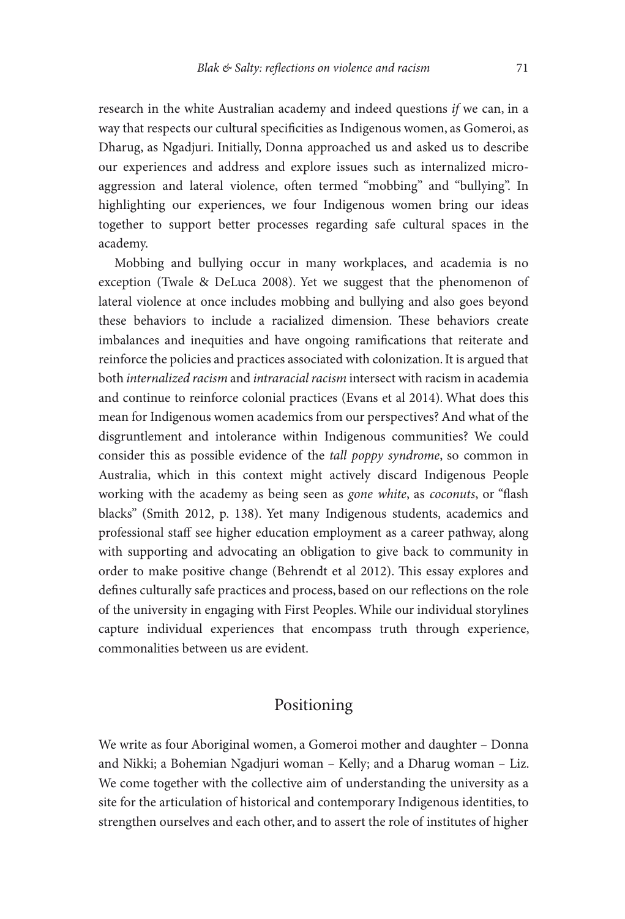research in the white Australian academy and indeed questions *if* we can, in a way that respects our cultural specificities as Indigenous women, as Gomeroi, as Dharug, as Ngadjuri. Initially, Donna approached us and asked us to describe our experiences and address and explore issues such as internalized micro-aggression and lateral violence, often termed "mobbing" and "bullying". In highlighting our experiences, we four Indigenous women bring our ideas together to support better processes regarding safe cultural spaces in the academy.

Mobbing and bullying occur in many workplaces, and academia is no exception (Twale & DeLuca 2008). Yet we suggest that the phenomenon of lateral violence at once includes mobbing and bullying and also goes beyond these behaviors to include a racialized dimension. These behaviors create imbalances and inequities and have ongoing ramifications that reiterate and reinforce the policies and practices associated with colonization. It is argued that both *internalized racism* and *intraracial racism* intersect with racism in academia and continue to reinforce colonial practices (Evans et al 2014). What does this mean for Indigenous women academics from our perspectives? And what of the disgruntlement and intolerance within Indigenous communities? We could consider this as possible evidence of the *tall poppy syndrome*, so common in Australia, which in this context might actively discard Indigenous People working with the academy as being seen as *gone white*, as *coconuts*, or "flash blacks" (Smith 2012, p. 138). Yet many Indigenous students, academics and professional staff see higher education employment as a career pathway, along with supporting and advocating an obligation to give back to community in order to make positive change (Behrendt et al 2012). This essay explores and defines culturally safe practices and process, based on our reflections on the role of the university in engaging with First Peoples. While our individual storylines capture individual experiences that encompass truth through experience, commonalities between us are evident.

## Positioning

We write as four Aboriginal women, a Gomeroi mother and daughter – Donna and Nikki; a Bohemian Ngadjuri woman – Kelly; and a Dharug woman – Liz. We come together with the collective aim of understanding the university as a site for the articulation of historical and contemporary Indigenous identities, to strengthen ourselves and each other, and to assert the role of institutes of higher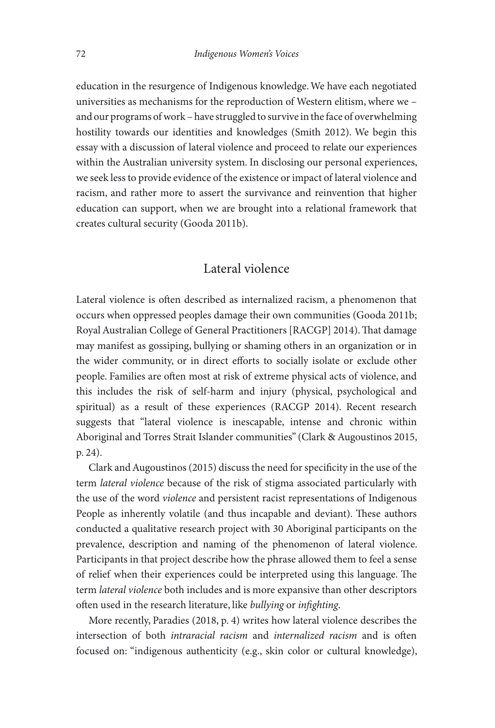education in the resurgence of Indigenous knowledge. We have each negotiated universities as mechanisms for the reproduction of Western elitism, where we – and our programs of work – have struggled to survive in the face of overwhelming hostility towards our identities and knowledges (Smith 2012). We begin this essay with a discussion of lateral violence and proceed to relate our experiences within the Australian university system. In disclosing our personal experiences, we seek less to provide evidence of the existence or impact of lateral violence and racism, and rather more to assert the survivance and reinvention that higher education can support, when we are brought into a relational framework that creates cultural security (Gooda 2011b).

## Lateral violence

Lateral violence is often described as internalized racism, a phenomenon that occurs when oppressed peoples damage their own communities (Gooda 2011b; Royal Australian College of General Practitioners [RACGP] 2014). That damage may manifest as gossiping, bullying or shaming others in an organization or in the wider community, or in direct efforts to socially isolate or exclude other people. Families are often most at risk of extreme physical acts of violence, and this includes the risk of self-harm and injury (physical, psychological and spiritual) as a result of these experiences (RACGP 2014). Recent research suggests that "lateral violence is inescapable, intense and chronic within Aboriginal and Torres Strait Islander communities" (Clark & Augoustinos 2015, p. 24).

Clark and Augoustinos (2015) discuss the need for specificity in the use of the term *lateral violence* because of the risk of stigma associated particularly with the use of the word *violence* and persistent racist representations of Indigenous People as inherently volatile (and thus incapable and deviant). These authors conducted a qualitative research project with 30 Aboriginal participants on the prevalence, description and naming of the phenomenon of lateral violence. Participants in that project describe how the phrase allowed them to feel a sense of relief when their experiences could be interpreted using this language. The term *lateral violence* both includes and is more expansive than other descriptors often used in the research literature, like *bullying* or *infighting*.

More recently, Paradies (2018, p. 4) writes how lateral violence describes the intersection of both *intraracial racism* and *internalized racism* and is often focused on: "indigenous authenticity (e.g., skin color or cultural knowledge),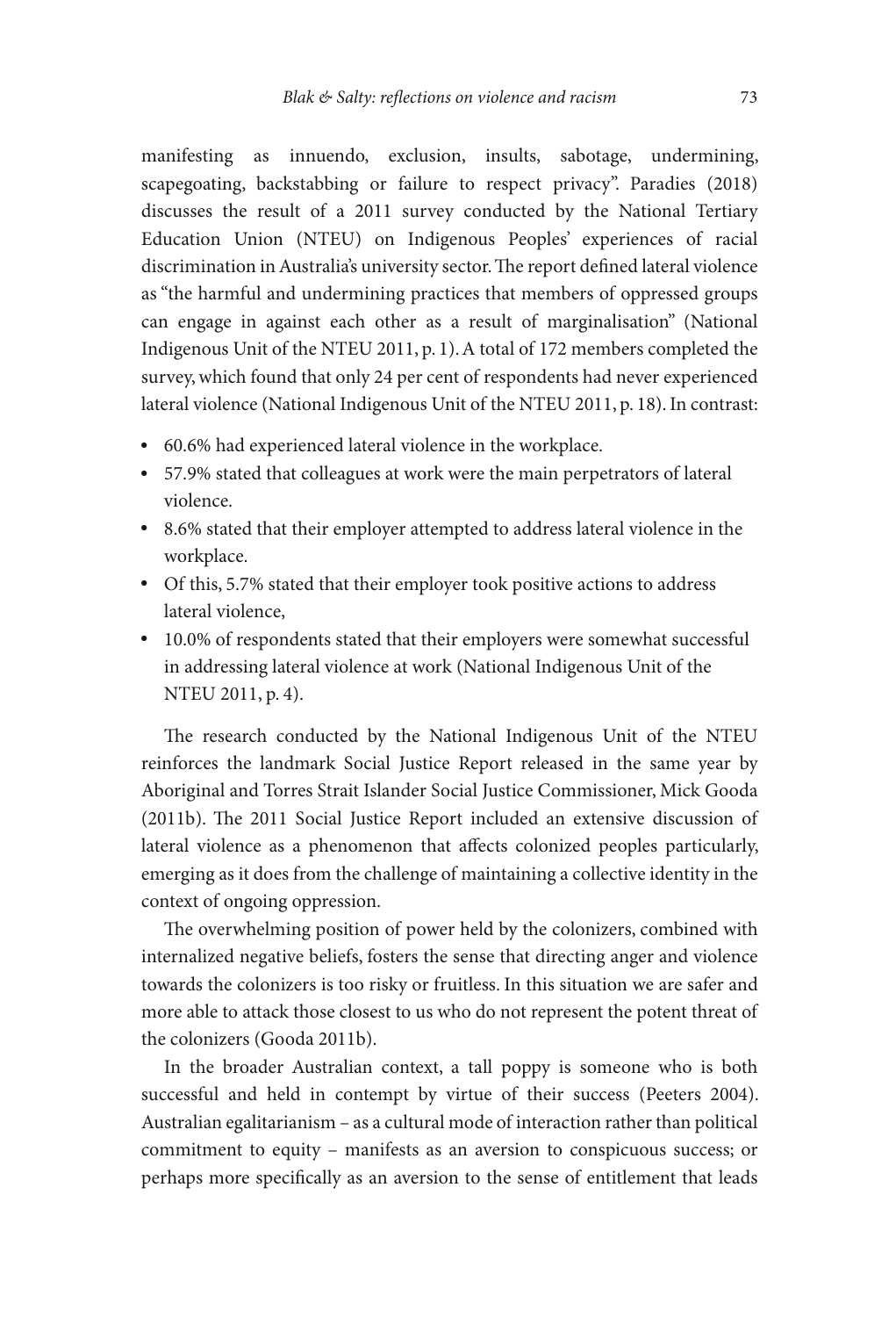manifesting as innuendo, exclusion, insults, sabotage, undermining, scapegoating, backstabbing or failure to respect privacy". Paradies (2018) discusses the result of a 2011 survey conducted by the National Tertiary Education Union (NTEU) on Indigenous Peoples' experiences of racial discrimination in Australia's university sector. The report defined lateral violence as "the harmful and undermining practices that members of oppressed groups can engage in against each other as a result of marginalisation" (National Indigenous Unit of the NTEU 2011, p. 1). A total of 172 members completed the survey, which found that only 24 per cent of respondents had never experienced lateral violence (National Indigenous Unit of the NTEU 2011, p. 18). In contrast:

- 60.6% had experienced lateral violence in the workplace.
- 57.9% stated that colleagues at work were the main perpetrators of lateral violence.
- 8.6% stated that their employer attempted to address lateral violence in the workplace.
- Of this, 5.7% stated that their employer took positive actions to address lateral violence,
- 10.0% of respondents stated that their employers were somewhat successful in addressing lateral violence at work (National Indigenous Unit of the NTEU 2011, p. 4).

The research conducted by the National Indigenous Unit of the NTEU reinforces the landmark Social Justice Report released in the same year by Aboriginal and Torres Strait Islander Social Justice Commissioner, Mick Gooda (2011b). The 2011 Social Justice Report included an extensive discussion of lateral violence as a phenomenon that affects colonized peoples particularly, emerging as it does from the challenge of maintaining a collective identity in the context of ongoing oppression.

The overwhelming position of power held by the colonizers, combined with internalized negative beliefs, fosters the sense that directing anger and violence towards the colonizers is too risky or fruitless. In this situation we are safer and more able to attack those closest to us who do not represent the potent threat of the colonizers (Gooda 2011b).

In the broader Australian context, a tall poppy is someone who is both successful and held in contempt by virtue of their success (Peeters 2004). Australian egalitarianism – as a cultural mode of interaction rather than political commitment to equity – manifests as an aversion to conspicuous success; or perhaps more specifically as an aversion to the sense of entitlement that leads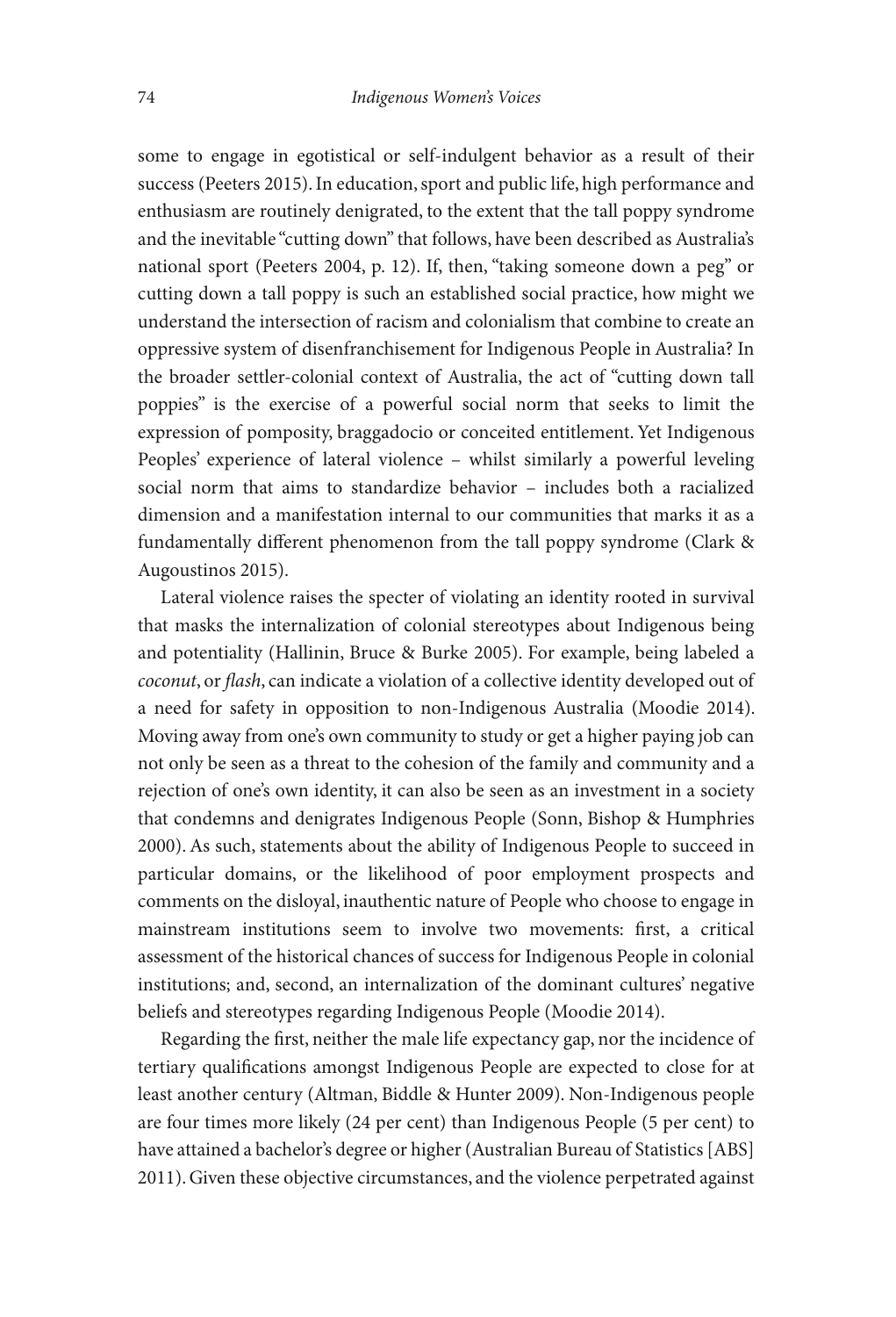some to engage in egotistical or self-indulgent behavior as a result of their success (Peeters 2015). In education, sport and public life, high performance and enthusiasm are routinely denigrated, to the extent that the tall poppy syndrome and the inevitable "cutting down" that follows, have been described as Australia's national sport (Peeters 2004, p. 12). If, then, "taking someone down a peg" or cutting down a tall poppy is such an established social practice, how might we understand the intersection of racism and colonialism that combine to create an oppressive system of disenfranchisement for Indigenous People in Australia? In the broader settler-colonial context of Australia, the act of "cutting down tall poppies" is the exercise of a powerful social norm that seeks to limit the expression of pomposity, braggadocio or conceited entitlement. Yet Indigenous Peoples' experience of lateral violence – whilst similarly a powerful leveling social norm that aims to standardize behavior – includes both a racialized dimension and a manifestation internal to our communities that marks it as a fundamentally different phenomenon from the tall poppy syndrome (Clark & Augoustinos 2015).

Lateral violence raises the specter of violating an identity rooted in survival that masks the internalization of colonial stereotypes about Indigenous being and potentiality (Hallinin, Bruce & Burke 2005). For example, being labeled a *coconut*, or *flash*, can indicate a violation of a collective identity developed out of a need for safety in opposition to non-Indigenous Australia (Moodie 2014). Moving away from one's own community to study or get a higher paying job can not only be seen as a threat to the cohesion of the family and community and a rejection of one's own identity, it can also be seen as an investment in a society that condemns and denigrates Indigenous People (Sonn, Bishop & Humphries 2000). As such, statements about the ability of Indigenous People to succeed in particular domains, or the likelihood of poor employment prospects and comments on the disloyal, inauthentic nature of People who choose to engage in mainstream institutions seem to involve two movements: first, a critical assessment of the historical chances of success for Indigenous People in colonial institutions; and, second, an internalization of the dominant cultures' negative beliefs and stereotypes regarding Indigenous People (Moodie 2014).

Regarding the first, neither the male life expectancy gap, nor the incidence of tertiary qualifications amongst Indigenous People are expected to close for at least another century (Altman, Biddle & Hunter 2009). Non-Indigenous people are four times more likely (24 per cent) than Indigenous People (5 per cent) to have attained a bachelor's degree or higher (Australian Bureau of Statistics [ABS] 2011). Given these objective circumstances, and the violence perpetrated against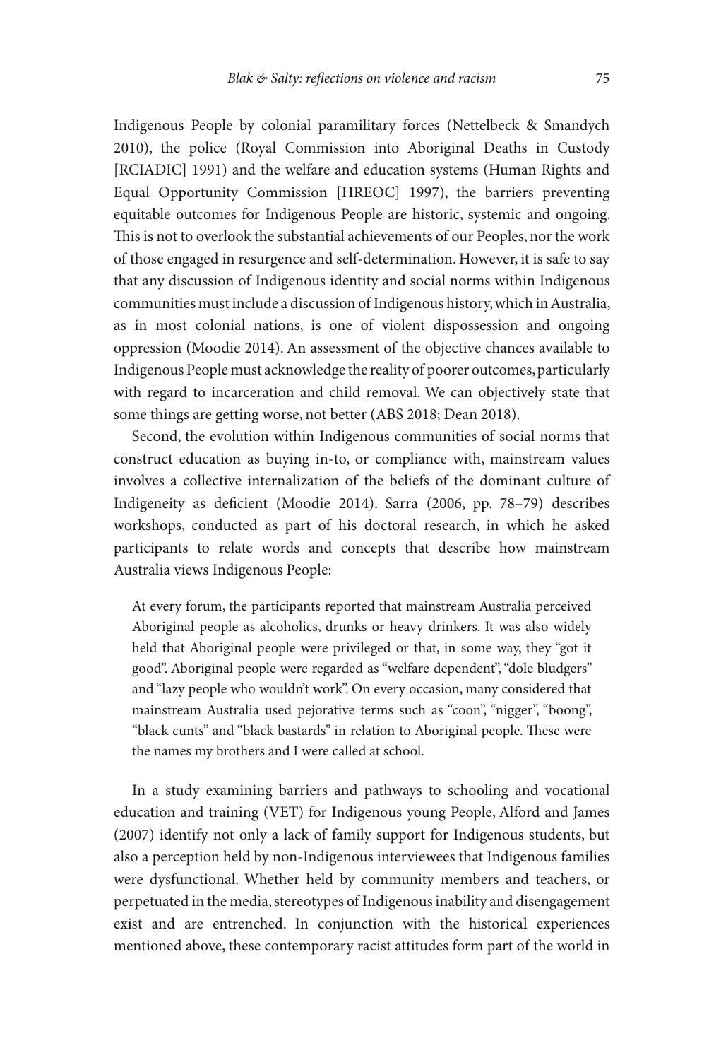Indigenous People by colonial paramilitary forces (Nettelbeck & Smandych 2010), the police (Royal Commission into Aboriginal Deaths in Custody [RCIADIC] 1991) and the welfare and education systems (Human Rights and Equal Opportunity Commission [HREOC] 1997), the barriers preventing equitable outcomes for Indigenous People are historic, systemic and ongoing. This is not to overlook the substantial achievements of our Peoples, nor the work of those engaged in resurgence and self-determination. However, it is safe to say that any discussion of Indigenous identity and social norms within Indigenous communities must include a discussion of Indigenous history, which in Australia, as in most colonial nations, is one of violent dispossession and ongoing oppression (Moodie 2014). An assessment of the objective chances available to Indigenous People must acknowledge the reality of poorer outcomes, particularly with regard to incarceration and child removal. We can objectively state that some things are getting worse, not better (ABS 2018; Dean 2018).

Second, the evolution within Indigenous communities of social norms that construct education as buying in-to, or compliance with, mainstream values involves a collective internalization of the beliefs of the dominant culture of Indigeneity as deficient (Moodie 2014). Sarra (2006, pp. 78–79) describes workshops, conducted as part of his doctoral research, in which he asked participants to relate words and concepts that describe how mainstream Australia views Indigenous People:

> At every forum, the participants reported that mainstream Australia perceived Aboriginal people as alcoholics, drunks or heavy drinkers. It was also widely held that Aboriginal people were privileged or that, in some way, they "got it good". Aboriginal people were regarded as "welfare dependent", "dole bludgers" and "lazy people who wouldn't work". On every occasion, many considered that mainstream Australia used pejorative terms such as "coon", "nigger", "boong", "black cunts" and "black bastards" in relation to Aboriginal people. These were the names my brothers and I were called at school.

In a study examining barriers and pathways to schooling and vocational education and training (VET) for Indigenous young People, Alford and James (2007) identify not only a lack of family support for Indigenous students, but also a perception held by non-Indigenous interviewees that Indigenous families were dysfunctional. Whether held by community members and teachers, or perpetuated in the media, stereotypes of Indigenous inability and disengagement exist and are entrenched. In conjunction with the historical experiences mentioned above, these contemporary racist attitudes form part of the world in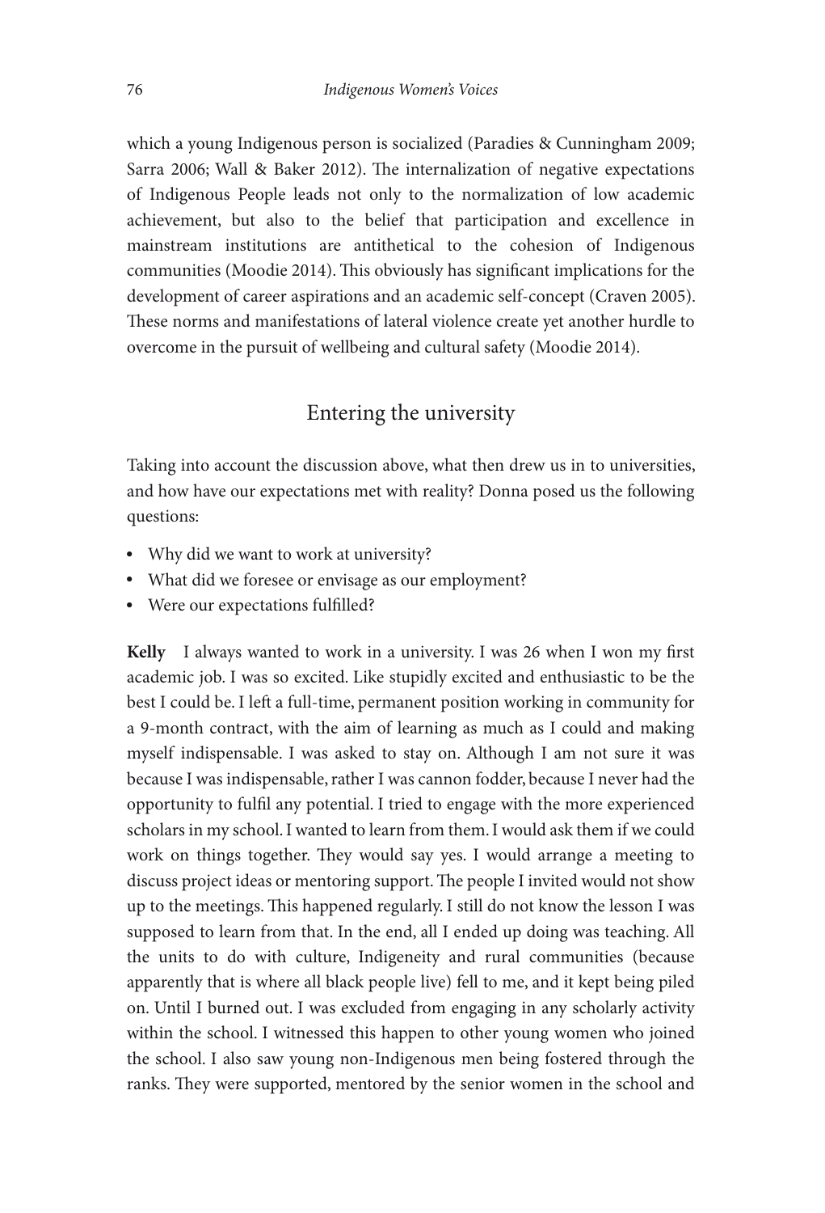which a young Indigenous person is socialized (Paradies & Cunningham 2009; Sarra 2006; Wall & Baker 2012). The internalization of negative expectations of Indigenous People leads not only to the normalization of low academic achievement, but also to the belief that participation and excellence in mainstream institutions are antithetical to the cohesion of Indigenous communities (Moodie 2014). This obviously has significant implications for the development of career aspirations and an academic self-concept (Craven 2005). These norms and manifestations of lateral violence create yet another hurdle to overcome in the pursuit of wellbeing and cultural safety (Moodie 2014).

## Entering the university

Taking into account the discussion above, what then drew us in to universities, and how have our expectations met with reality? Donna posed us the following questions:

- Why did we want to work at university?
- What did we foresee or envisage as our employment?
- Were our expectations fulfilled?

**Kelly** I always wanted to work in a university. I was 26 when I won my first academic job. I was so excited. Like stupidly excited and enthusiastic to be the best I could be. I left a full-time, permanent position working in community for a 9-month contract, with the aim of learning as much as I could and making myself indispensable. I was asked to stay on. Although I am not sure it was because I was indispensable, rather I was cannon fodder, because I never had the opportunity to fulfil any potential. I tried to engage with the more experienced scholars in my school. I wanted to learn from them. I would ask them if we could work on things together. They would say yes. I would arrange a meeting to discuss project ideas or mentoring support. The people I invited would not show up to the meetings. This happened regularly. I still do not know the lesson I was supposed to learn from that. In the end, all I ended up doing was teaching. All the units to do with culture, Indigeneity and rural communities (because apparently that is where all black people live) fell to me, and it kept being piled on. Until I burned out. I was excluded from engaging in any scholarly activity within the school. I witnessed this happen to other young women who joined the school. I also saw young non-Indigenous men being fostered through the ranks. They were supported, mentored by the senior women in the school and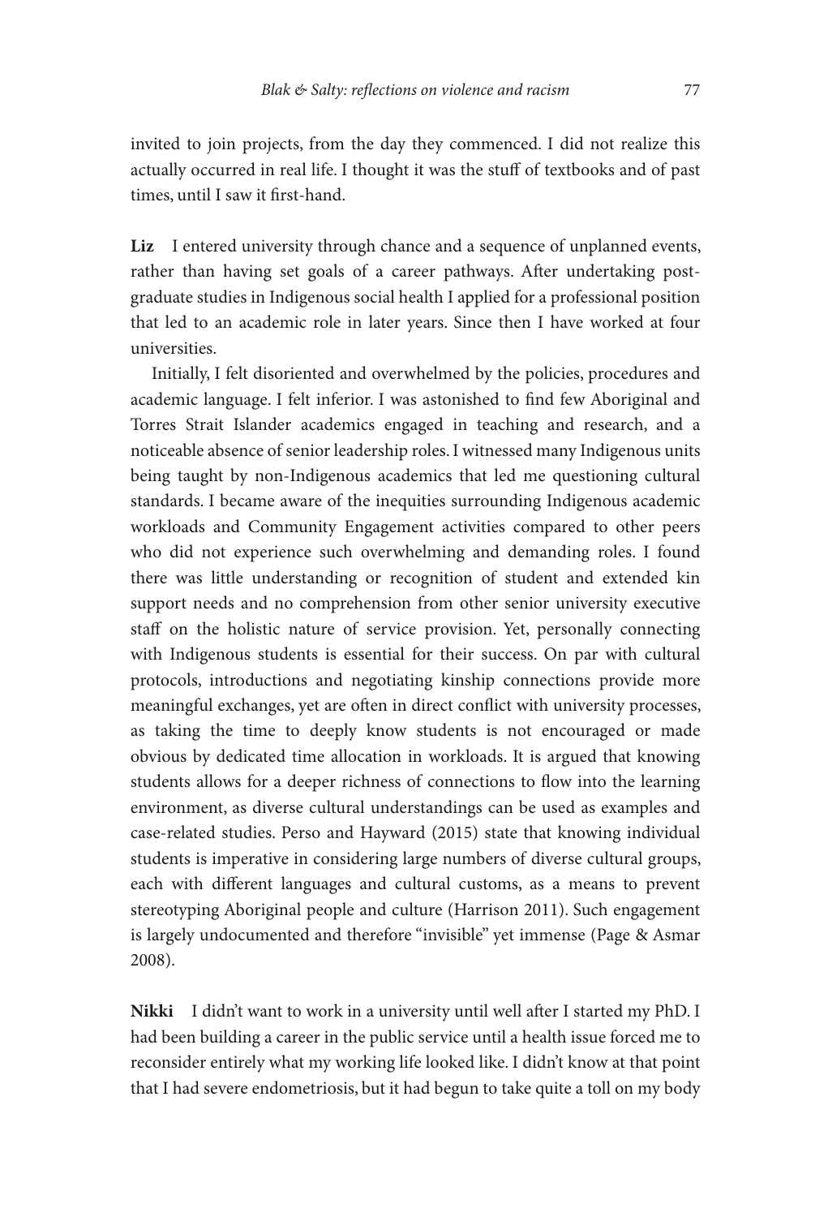invited to join projects, from the day they commenced. I did not realize this actually occurred in real life. I thought it was the stuff of textbooks and of past times, until I saw it first-hand.

**Liz** I entered university through chance and a sequence of unplanned events, rather than having set goals of a career pathways. After undertaking post-graduate studies in Indigenous social health I applied for a professional position that led to an academic role in later years. Since then I have worked at four universities.

Initially, I felt disoriented and overwhelmed by the policies, procedures and academic language. I felt inferior. I was astonished to find few Aboriginal and Torres Strait Islander academics engaged in teaching and research, and a noticeable absence of senior leadership roles. I witnessed many Indigenous units being taught by non-Indigenous academics that led me questioning cultural standards. I became aware of the inequities surrounding Indigenous academic workloads and Community Engagement activities compared to other peers who did not experience such overwhelming and demanding roles. I found there was little understanding or recognition of student and extended kin support needs and no comprehension from other senior university executive staff on the holistic nature of service provision. Yet, personally connecting with Indigenous students is essential for their success. On par with cultural protocols, introductions and negotiating kinship connections provide more meaningful exchanges, yet are often in direct conflict with university processes, as taking the time to deeply know students is not encouraged or made obvious by dedicated time allocation in workloads. It is argued that knowing students allows for a deeper richness of connections to flow into the learning environment, as diverse cultural understandings can be used as examples and case-related studies. Perso and Hayward (2015) state that knowing individual students is imperative in considering large numbers of diverse cultural groups, each with different languages and cultural customs, as a means to prevent stereotyping Aboriginal people and culture (Harrison 2011). Such engagement is largely undocumented and therefore "invisible" yet immense (Page & Asmar 2008).

**Nikki** I didn't want to work in a university until well after I started my PhD. I had been building a career in the public service until a health issue forced me to reconsider entirely what my working life looked like. I didn't know at that point that I had severe endometriosis, but it had begun to take quite a toll on my body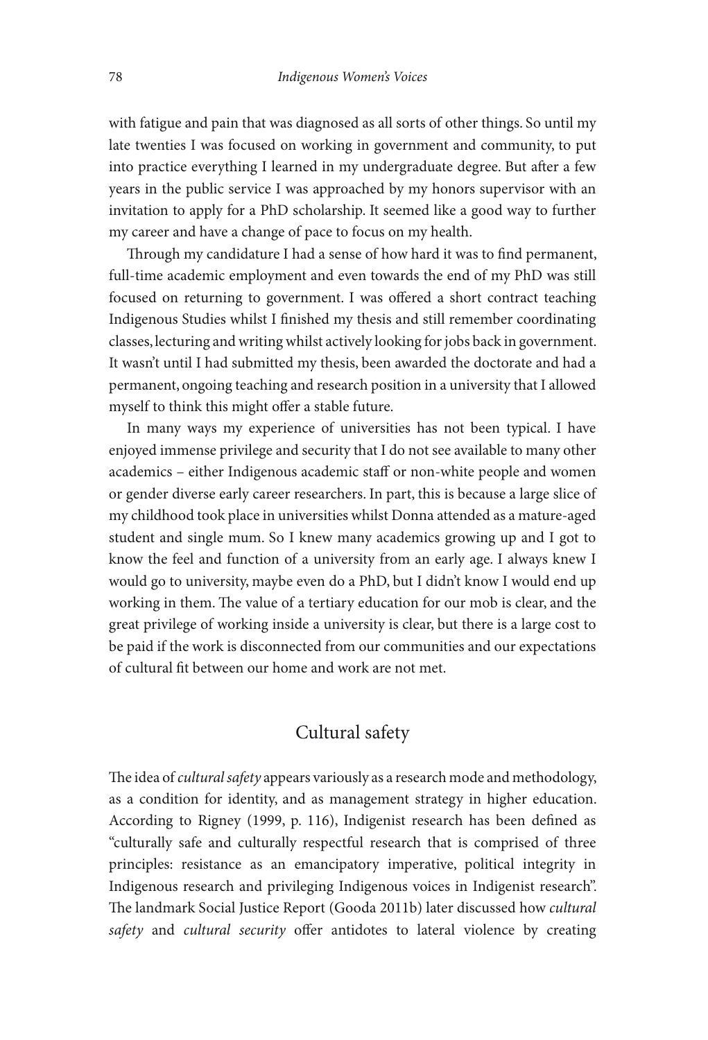with fatigue and pain that was diagnosed as all sorts of other things. So until my late twenties I was focused on working in government and community, to put into practice everything I learned in my undergraduate degree. But after a few years in the public service I was approached by my honors supervisor with an invitation to apply for a PhD scholarship. It seemed like a good way to further my career and have a change of pace to focus on my health.

Through my candidature I had a sense of how hard it was to find permanent, full-time academic employment and even towards the end of my PhD was still focused on returning to government. I was offered a short contract teaching Indigenous Studies whilst I finished my thesis and still remember coordinating classes, lecturing and writing whilst actively looking for jobs back in government. It wasn't until I had submitted my thesis, been awarded the doctorate and had a permanent, ongoing teaching and research position in a university that I allowed myself to think this might offer a stable future.

In many ways my experience of universities has not been typical. I have enjoyed immense privilege and security that I do not see available to many other academics – either Indigenous academic staff or non-white people and women or gender diverse early career researchers. In part, this is because a large slice of my childhood took place in universities whilst Donna attended as a mature-aged student and single mum. So I knew many academics growing up and I got to know the feel and function of a university from an early age. I always knew I would go to university, maybe even do a PhD, but I didn't know I would end up working in them. The value of a tertiary education for our mob is clear, and the great privilege of working inside a university is clear, but there is a large cost to be paid if the work is disconnected from our communities and our expectations of cultural fit between our home and work are not met.

## Cultural safety

The idea of *cultural safety* appears variously as a research mode and methodology, as a condition for identity, and as management strategy in higher education. According to Rigney (1999, p. 116), Indigenist research has been defined as "culturally safe and culturally respectful research that is comprised of three principles: resistance as an emancipatory imperative, political integrity in Indigenous research and privileging Indigenous voices in Indigenist research". The landmark Social Justice Report (Gooda 2011b) later discussed how *cultural safety* and *cultural security* offer antidotes to lateral violence by creating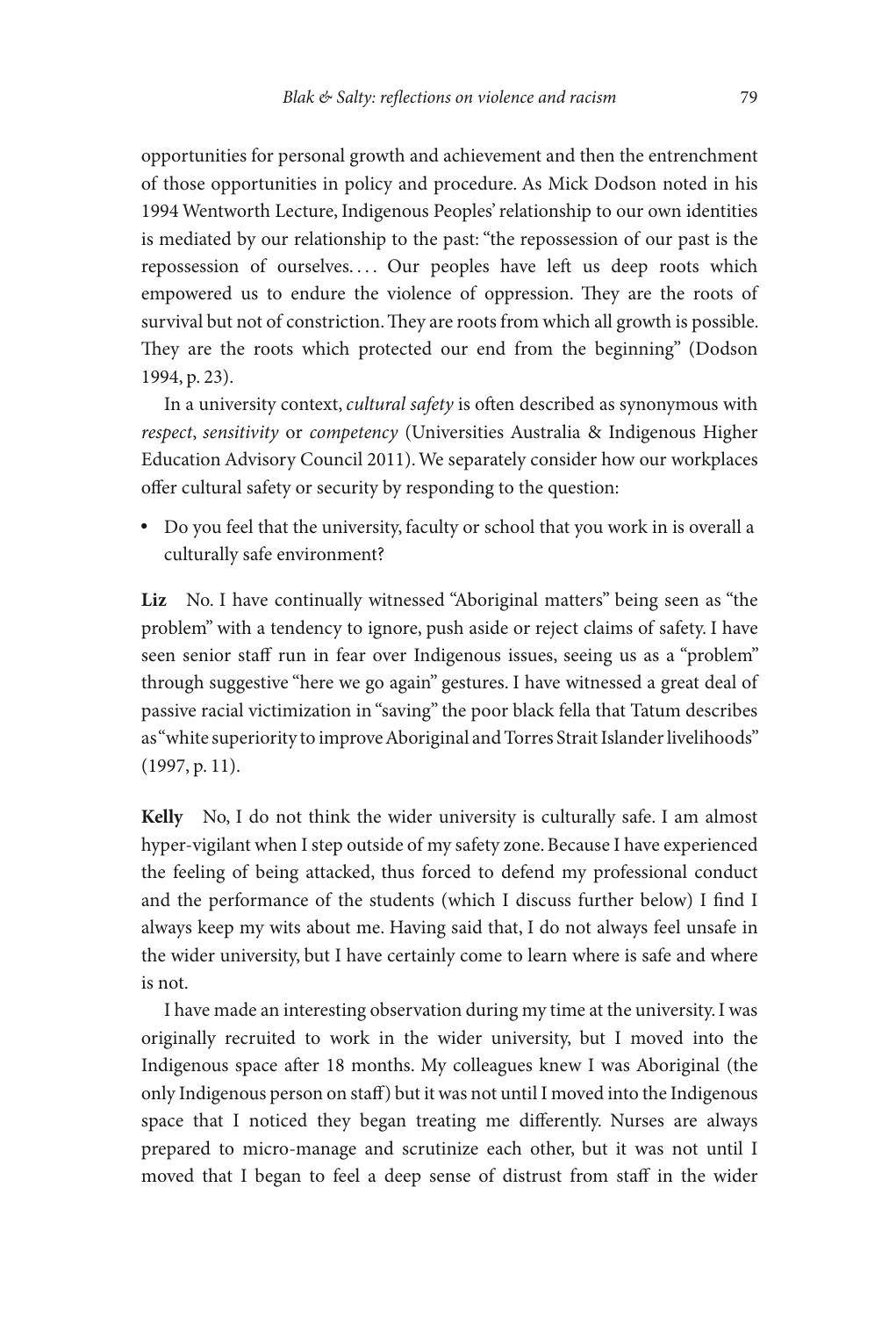opportunities for personal growth and achievement and then the entrenchment of those opportunities in policy and procedure. As Mick Dodson noted in his 1994 Wentworth Lecture, Indigenous Peoples' relationship to our own identities is mediated by our relationship to the past: "the repossession of our past is the repossession of ourselves. . . . Our peoples have left us deep roots which empowered us to endure the violence of oppression. They are the roots of survival but not of constriction. They are roots from which all growth is possible. They are the roots which protected our end from the beginning" (Dodson 1994, p. 23).

In a university context, *cultural safety* is often described as synonymous with *respect*, *sensitivity* or *competency* (Universities Australia & Indigenous Higher Education Advisory Council 2011). We separately consider how our workplaces offer cultural safety or security by responding to the question:

- Do you feel that the university, faculty or school that you work in is overall a culturally safe environment?

**Liz** No. I have continually witnessed "Aboriginal matters" being seen as "the problem" with a tendency to ignore, push aside or reject claims of safety. I have seen senior staff run in fear over Indigenous issues, seeing us as a "problem" through suggestive "here we go again" gestures. I have witnessed a great deal of passive racial victimization in "saving" the poor black fella that Tatum describes as "white superiority to improve Aboriginal and Torres Strait Islander livelihoods" (1997, p. 11).

**Kelly** No, I do not think the wider university is culturally safe. I am almost hyper-vigilant when I step outside of my safety zone. Because I have experienced the feeling of being attacked, thus forced to defend my professional conduct and the performance of the students (which I discuss further below) I find I always keep my wits about me. Having said that, I do not always feel unsafe in the wider university, but I have certainly come to learn where is safe and where is not.

I have made an interesting observation during my time at the university. I was originally recruited to work in the wider university, but I moved into the Indigenous space after 18 months. My colleagues knew I was Aboriginal (the only Indigenous person on staff) but it was not until I moved into the Indigenous space that I noticed they began treating me differently. Nurses are always prepared to micro-manage and scrutinize each other, but it was not until I moved that I began to feel a deep sense of distrust from staff in the wider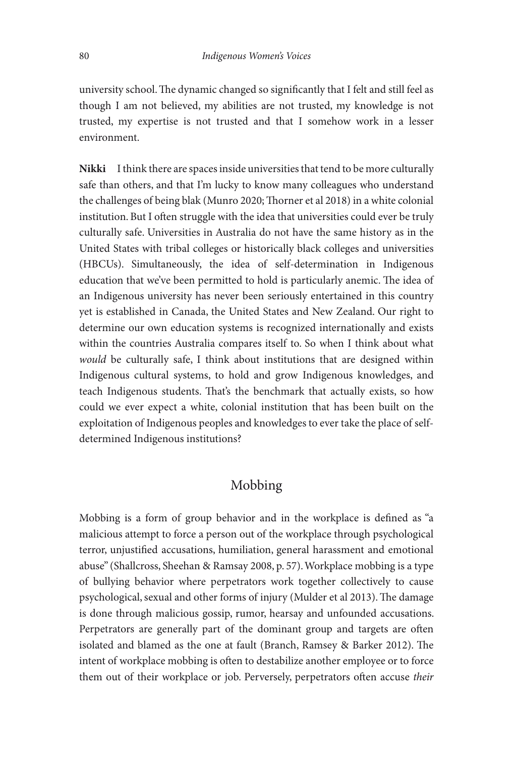university school. The dynamic changed so significantly that I felt and still feel as though I am not believed, my abilities are not trusted, my knowledge is not trusted, my expertise is not trusted and that I somehow work in a lesser environment.

**Nikki** I think there are spaces inside universities that tend to be more culturally safe than others, and that I'm lucky to know many colleagues who understand the challenges of being blak (Munro 2020; Thorner et al 2018) in a white colonial institution. But I often struggle with the idea that universities could ever be truly culturally safe. Universities in Australia do not have the same history as in the United States with tribal colleges or historically black colleges and universities (HBCUs). Simultaneously, the idea of self-determination in Indigenous education that we've been permitted to hold is particularly anemic. The idea of an Indigenous university has never been seriously entertained in this country yet is established in Canada, the United States and New Zealand. Our right to determine our own education systems is recognized internationally and exists within the countries Australia compares itself to. So when I think about what *would* be culturally safe, I think about institutions that are designed within Indigenous cultural systems, to hold and grow Indigenous knowledges, and teach Indigenous students. That's the benchmark that actually exists, so how could we ever expect a white, colonial institution that has been built on the exploitation of Indigenous peoples and knowledges to ever take the place of self-determined Indigenous institutions?

## Mobbing

Mobbing is a form of group behavior and in the workplace is defined as "a malicious attempt to force a person out of the workplace through psychological terror, unjustified accusations, humiliation, general harassment and emotional abuse" (Shallcross, Sheehan & Ramsay 2008, p. 57). Workplace mobbing is a type of bullying behavior where perpetrators work together collectively to cause psychological, sexual and other forms of injury (Mulder et al 2013). The damage is done through malicious gossip, rumor, hearsay and unfounded accusations. Perpetrators are generally part of the dominant group and targets are often isolated and blamed as the one at fault (Branch, Ramsey & Barker 2012). The intent of workplace mobbing is often to destabilize another employee or to force them out of their workplace or job. Perversely, perpetrators often accuse *their*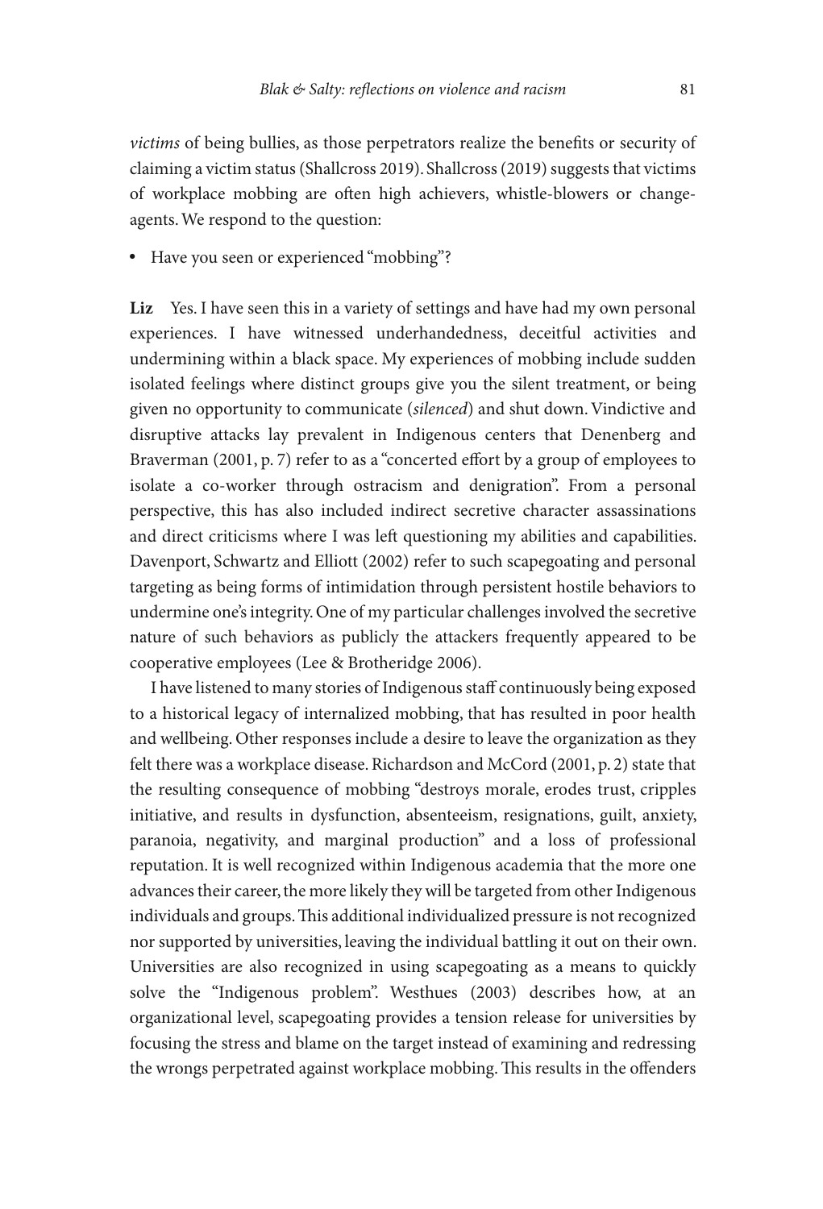*victims* of being bullies, as those perpetrators realize the benefits or security of claiming a victim status (Shallcross 2019). Shallcross (2019) suggests that victims of workplace mobbing are often high achievers, whistle-blowers or change-agents. We respond to the question:

- Have you seen or experienced "mobbing"?

**Liz** Yes. I have seen this in a variety of settings and have had my own personal experiences. I have witnessed underhandedness, deceitful activities and undermining within a black space. My experiences of mobbing include sudden isolated feelings where distinct groups give you the silent treatment, or being given no opportunity to communicate (*silenced*) and shut down. Vindictive and disruptive attacks lay prevalent in Indigenous centers that Denenberg and Braverman (2001, p. 7) refer to as a "concerted effort by a group of employees to isolate a co-worker through ostracism and denigration". From a personal perspective, this has also included indirect secretive character assassinations and direct criticisms where I was left questioning my abilities and capabilities. Davenport, Schwartz and Elliott (2002) refer to such scapegoating and personal targeting as being forms of intimidation through persistent hostile behaviors to undermine one's integrity. One of my particular challenges involved the secretive nature of such behaviors as publicly the attackers frequently appeared to be cooperative employees (Lee & Brotheridge 2006).

I have listened to many stories of Indigenous staff continuously being exposed to a historical legacy of internalized mobbing, that has resulted in poor health and wellbeing. Other responses include a desire to leave the organization as they felt there was a workplace disease. Richardson and McCord (2001, p. 2) state that the resulting consequence of mobbing "destroys morale, erodes trust, cripples initiative, and results in dysfunction, absenteeism, resignations, guilt, anxiety, paranoia, negativity, and marginal production" and a loss of professional reputation. It is well recognized within Indigenous academia that the more one advances their career, the more likely they will be targeted from other Indigenous individuals and groups. This additional individualized pressure is not recognized nor supported by universities, leaving the individual battling it out on their own. Universities are also recognized in using scapegoating as a means to quickly solve the "Indigenous problem". Westhues (2003) describes how, at an organizational level, scapegoating provides a tension release for universities by focusing the stress and blame on the target instead of examining and redressing the wrongs perpetrated against workplace mobbing. This results in the offenders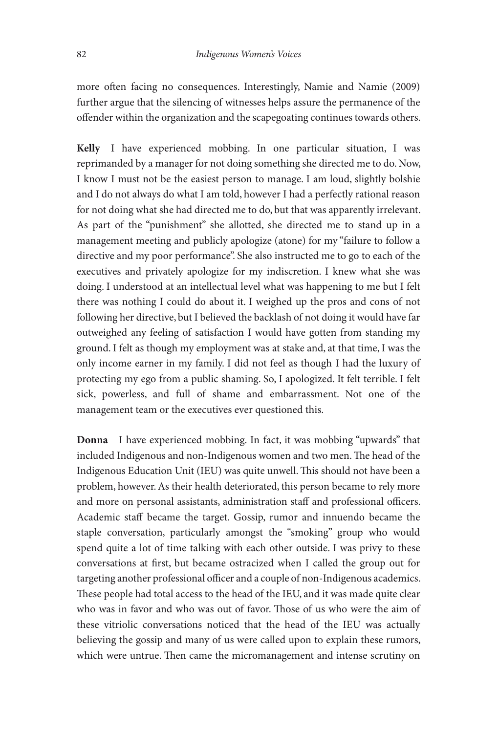more often facing no consequences. Interestingly, Namie and Namie (2009) further argue that the silencing of witnesses helps assure the permanence of the offender within the organization and the scapegoating continues towards others.

**Kelly** I have experienced mobbing. In one particular situation, I was reprimanded by a manager for not doing something she directed me to do. Now, I know I must not be the easiest person to manage. I am loud, slightly bolshie and I do not always do what I am told, however I had a perfectly rational reason for not doing what she had directed me to do, but that was apparently irrelevant. As part of the "punishment" she allotted, she directed me to stand up in a management meeting and publicly apologize (atone) for my "failure to follow a directive and my poor performance". She also instructed me to go to each of the executives and privately apologize for my indiscretion. I knew what she was doing. I understood at an intellectual level what was happening to me but I felt there was nothing I could do about it. I weighed up the pros and cons of not following her directive, but I believed the backlash of not doing it would have far outweighed any feeling of satisfaction I would have gotten from standing my ground. I felt as though my employment was at stake and, at that time, I was the only income earner in my family. I did not feel as though I had the luxury of protecting my ego from a public shaming. So, I apologized. It felt terrible. I felt sick, powerless, and full of shame and embarrassment. Not one of the management team or the executives ever questioned this.

**Donna** I have experienced mobbing. In fact, it was mobbing "upwards" that included Indigenous and non-Indigenous women and two men. The head of the Indigenous Education Unit (IEU) was quite unwell. This should not have been a problem, however. As their health deteriorated, this person became to rely more and more on personal assistants, administration staff and professional officers. Academic staff became the target. Gossip, rumor and innuendo became the staple conversation, particularly amongst the "smoking" group who would spend quite a lot of time talking with each other outside. I was privy to these conversations at first, but became ostracized when I called the group out for targeting another professional officer and a couple of non-Indigenous academics. These people had total access to the head of the IEU, and it was made quite clear who was in favor and who was out of favor. Those of us who were the aim of these vitriolic conversations noticed that the head of the IEU was actually believing the gossip and many of us were called upon to explain these rumors, which were untrue. Then came the micromanagement and intense scrutiny on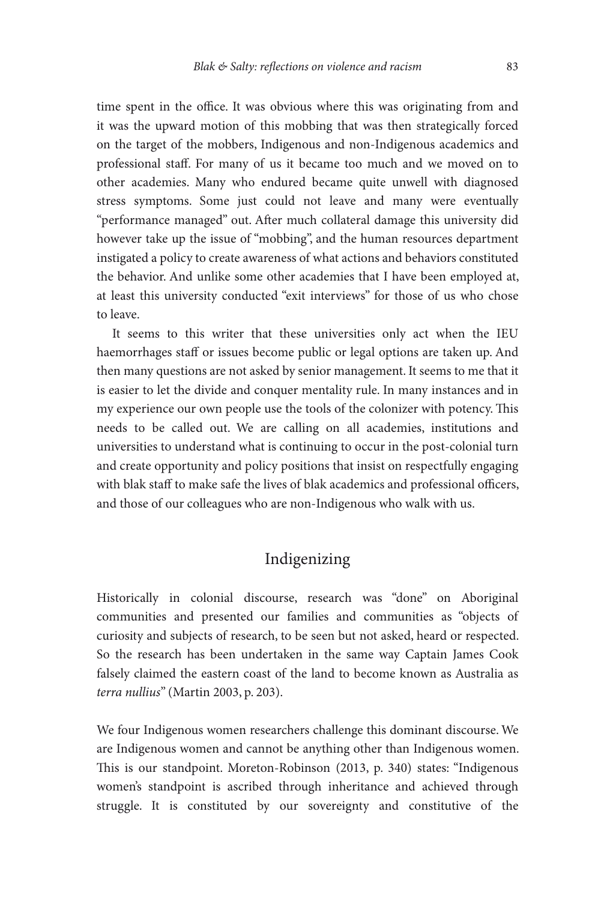time spent in the office. It was obvious where this was originating from and it was the upward motion of this mobbing that was then strategically forced on the target of the mobbers, Indigenous and non-Indigenous academics and professional staff. For many of us it became too much and we moved on to other academies. Many who endured became quite unwell with diagnosed stress symptoms. Some just could not leave and many were eventually "performance managed" out. After much collateral damage this university did however take up the issue of "mobbing", and the human resources department instigated a policy to create awareness of what actions and behaviors constituted the behavior. And unlike some other academies that I have been employed at, at least this university conducted "exit interviews" for those of us who chose to leave.

It seems to this writer that these universities only act when the IEU haemorrhages staff or issues become public or legal options are taken up. And then many questions are not asked by senior management. It seems to me that it is easier to let the divide and conquer mentality rule. In many instances and in my experience our own people use the tools of the colonizer with potency. This needs to be called out. We are calling on all academies, institutions and universities to understand what is continuing to occur in the post-colonial turn and create opportunity and policy positions that insist on respectfully engaging with blak staff to make safe the lives of blak academics and professional officers, and those of our colleagues who are non-Indigenous who walk with us.

## Indigenizing

Historically in colonial discourse, research was "done" on Aboriginal communities and presented our families and communities as "objects of curiosity and subjects of research, to be seen but not asked, heard or respected. So the research has been undertaken in the same way Captain James Cook falsely claimed the eastern coast of the land to become known as Australia as *terra nullius*" (Martin 2003, p. 203).

We four Indigenous women researchers challenge this dominant discourse. We are Indigenous women and cannot be anything other than Indigenous women. This is our standpoint. Moreton-Robinson (2013, p. 340) states: "Indigenous women's standpoint is ascribed through inheritance and achieved through struggle. It is constituted by our sovereignty and constitutive of the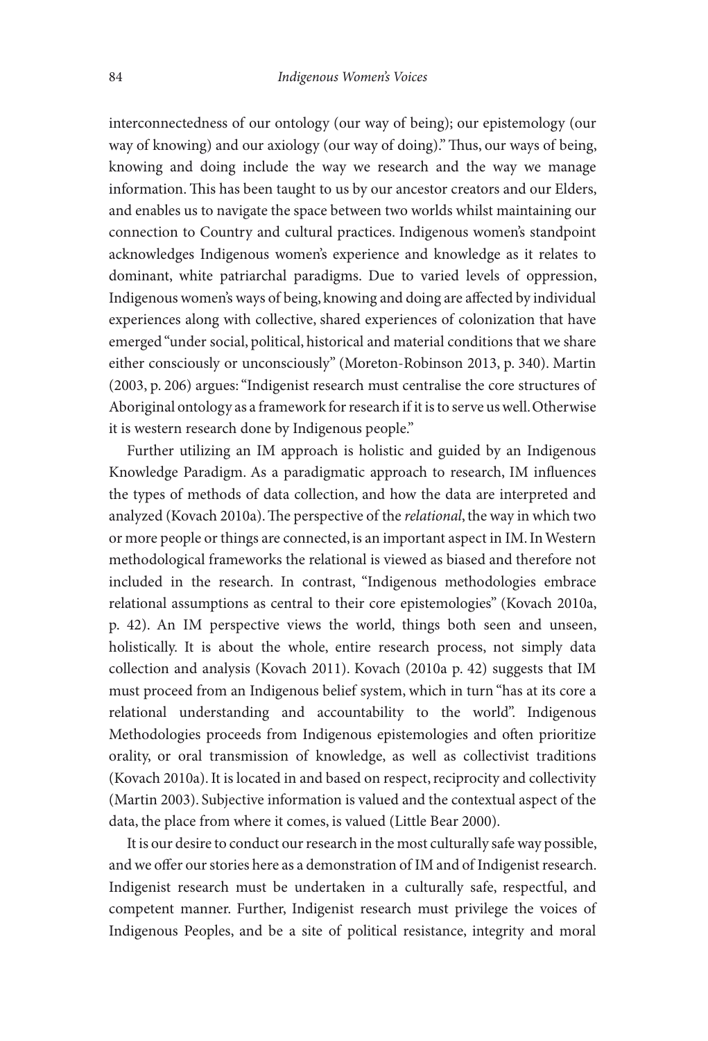interconnectedness of our ontology (our way of being); our epistemology (our way of knowing) and our axiology (our way of doing)." Thus, our ways of being, knowing and doing include the way we research and the way we manage information. This has been taught to us by our ancestor creators and our Elders, and enables us to navigate the space between two worlds whilst maintaining our connection to Country and cultural practices. Indigenous women's standpoint acknowledges Indigenous women's experience and knowledge as it relates to dominant, white patriarchal paradigms. Due to varied levels of oppression, Indigenous women's ways of being, knowing and doing are affected by individual experiences along with collective, shared experiences of colonization that have emerged "under social, political, historical and material conditions that we share either consciously or unconsciously" (Moreton-Robinson 2013, p. 340). Martin (2003, p. 206) argues: "Indigenist research must centralise the core structures of Aboriginal ontology as a framework for research if it is to serve us well. Otherwise it is western research done by Indigenous people."

Further utilizing an IM approach is holistic and guided by an Indigenous Knowledge Paradigm. As a paradigmatic approach to research, IM influences the types of methods of data collection, and how the data are interpreted and analyzed (Kovach 2010a). The perspective of the *relational*, the way in which two or more people or things are connected, is an important aspect in IM. In Western methodological frameworks the relational is viewed as biased and therefore not included in the research. In contrast, "Indigenous methodologies embrace relational assumptions as central to their core epistemologies" (Kovach 2010a, p. 42). An IM perspective views the world, things both seen and unseen, holistically. It is about the whole, entire research process, not simply data collection and analysis (Kovach 2011). Kovach (2010a p. 42) suggests that IM must proceed from an Indigenous belief system, which in turn "has at its core a relational understanding and accountability to the world". Indigenous Methodologies proceeds from Indigenous epistemologies and often prioritize orality, or oral transmission of knowledge, as well as collectivist traditions (Kovach 2010a). It is located in and based on respect, reciprocity and collectivity (Martin 2003). Subjective information is valued and the contextual aspect of the data, the place from where it comes, is valued (Little Bear 2000).

It is our desire to conduct our research in the most culturally safe way possible, and we offer our stories here as a demonstration of IM and of Indigenist research. Indigenist research must be undertaken in a culturally safe, respectful, and competent manner. Further, Indigenist research must privilege the voices of Indigenous Peoples, and be a site of political resistance, integrity and moral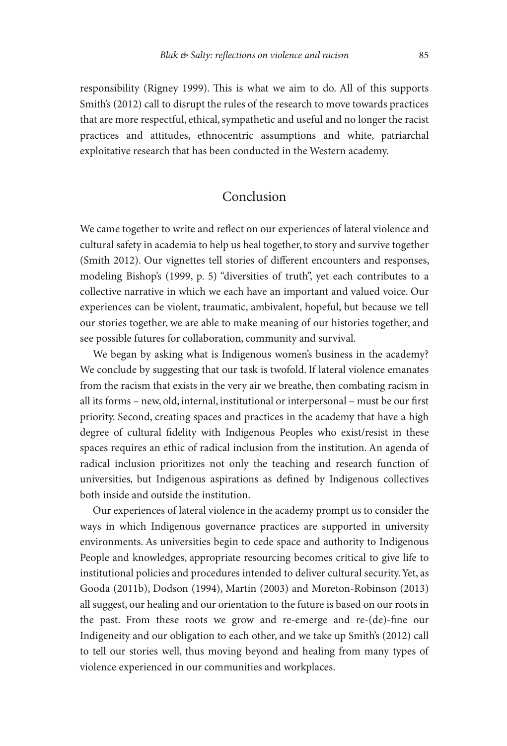responsibility (Rigney 1999). This is what we aim to do. All of this supports Smith's (2012) call to disrupt the rules of the research to move towards practices that are more respectful, ethical, sympathetic and useful and no longer the racist practices and attitudes, ethnocentric assumptions and white, patriarchal exploitative research that has been conducted in the Western academy.

## Conclusion

We came together to write and reflect on our experiences of lateral violence and cultural safety in academia to help us heal together, to story and survive together (Smith 2012). Our vignettes tell stories of different encounters and responses, modeling Bishop's (1999, p. 5) "diversities of truth", yet each contributes to a collective narrative in which we each have an important and valued voice. Our experiences can be violent, traumatic, ambivalent, hopeful, but because we tell our stories together, we are able to make meaning of our histories together, and see possible futures for collaboration, community and survival.

We began by asking what is Indigenous women's business in the academy? We conclude by suggesting that our task is twofold. If lateral violence emanates from the racism that exists in the very air we breathe, then combating racism in all its forms – new, old, internal, institutional or interpersonal – must be our first priority. Second, creating spaces and practices in the academy that have a high degree of cultural fidelity with Indigenous Peoples who exist/resist in these spaces requires an ethic of radical inclusion from the institution. An agenda of radical inclusion prioritizes not only the teaching and research function of universities, but Indigenous aspirations as defined by Indigenous collectives both inside and outside the institution.

Our experiences of lateral violence in the academy prompt us to consider the ways in which Indigenous governance practices are supported in university environments. As universities begin to cede space and authority to Indigenous People and knowledges, appropriate resourcing becomes critical to give life to institutional policies and procedures intended to deliver cultural security. Yet, as Gooda (2011b), Dodson (1994), Martin (2003) and Moreton-Robinson (2013) all suggest, our healing and our orientation to the future is based on our roots in the past. From these roots we grow and re-emerge and re-(de)-fine our Indigeneity and our obligation to each other, and we take up Smith's (2012) call to tell our stories well, thus moving beyond and healing from many types of violence experienced in our communities and workplaces.